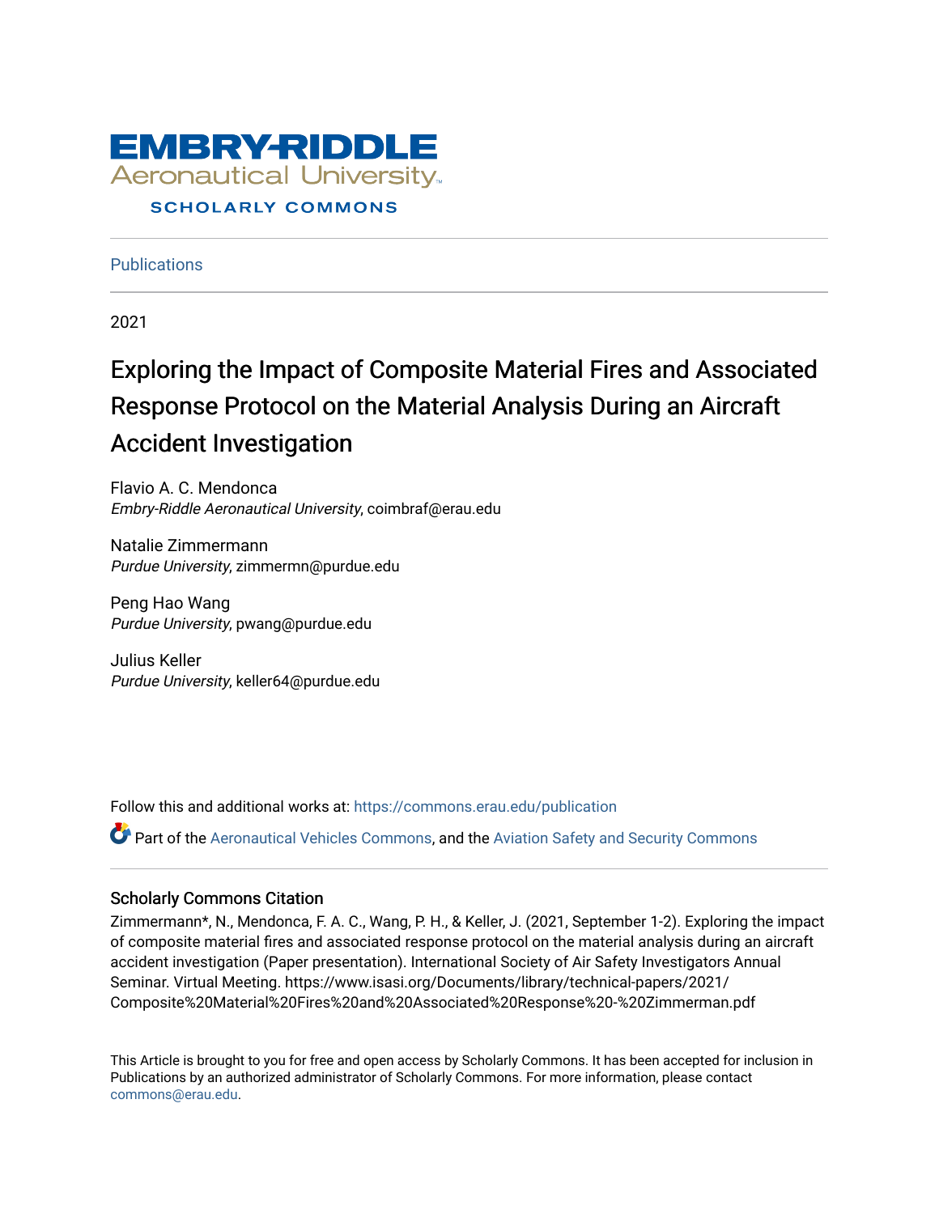EMBRY-RIDDLE
Aeronautical University
SCHOLARLY COMMONS

Publications

2021

# Exploring the Impact of Composite Material Fires and Associated Response Protocol on the Material Analysis During an Aircraft Accident Investigation

Flavio A. C. Mendonca
*Embry-Riddle Aeronautical University*, coimbraf@erau.edu

Natalie Zimmermann
*Purdue University*, zimmermn@purdue.edu

Peng Hao Wang
*Purdue University*, pwang@purdue.edu

Julius Keller
*Purdue University*, keller64@purdue.edu

Follow this and additional works at: https://commons.erau.edu/publication

Part of the Aeronautical Vehicles Commons, and the Aviation Safety and Security Commons

## Scholarly Commons Citation

Zimmermann*, N., Mendonca, F. A. C., Wang, P. H., & Keller, J. (2021, September 1-2). Exploring the impact of composite material fires and associated response protocol on the material analysis during an aircraft accident investigation (Paper presentation). International Society of Air Safety Investigators Annual Seminar. Virtual Meeting. https://www.isasi.org/Documents/library/technical-papers/2021/Composite%20Material%20Fires%20and%20Associated%20Response%20-%20Zimmerman.pdf

This Article is brought to you for free and open access by Scholarly Commons. It has been accepted for inclusion in Publications by an authorized administrator of Scholarly Commons. For more information, please contact commons@erau.edu.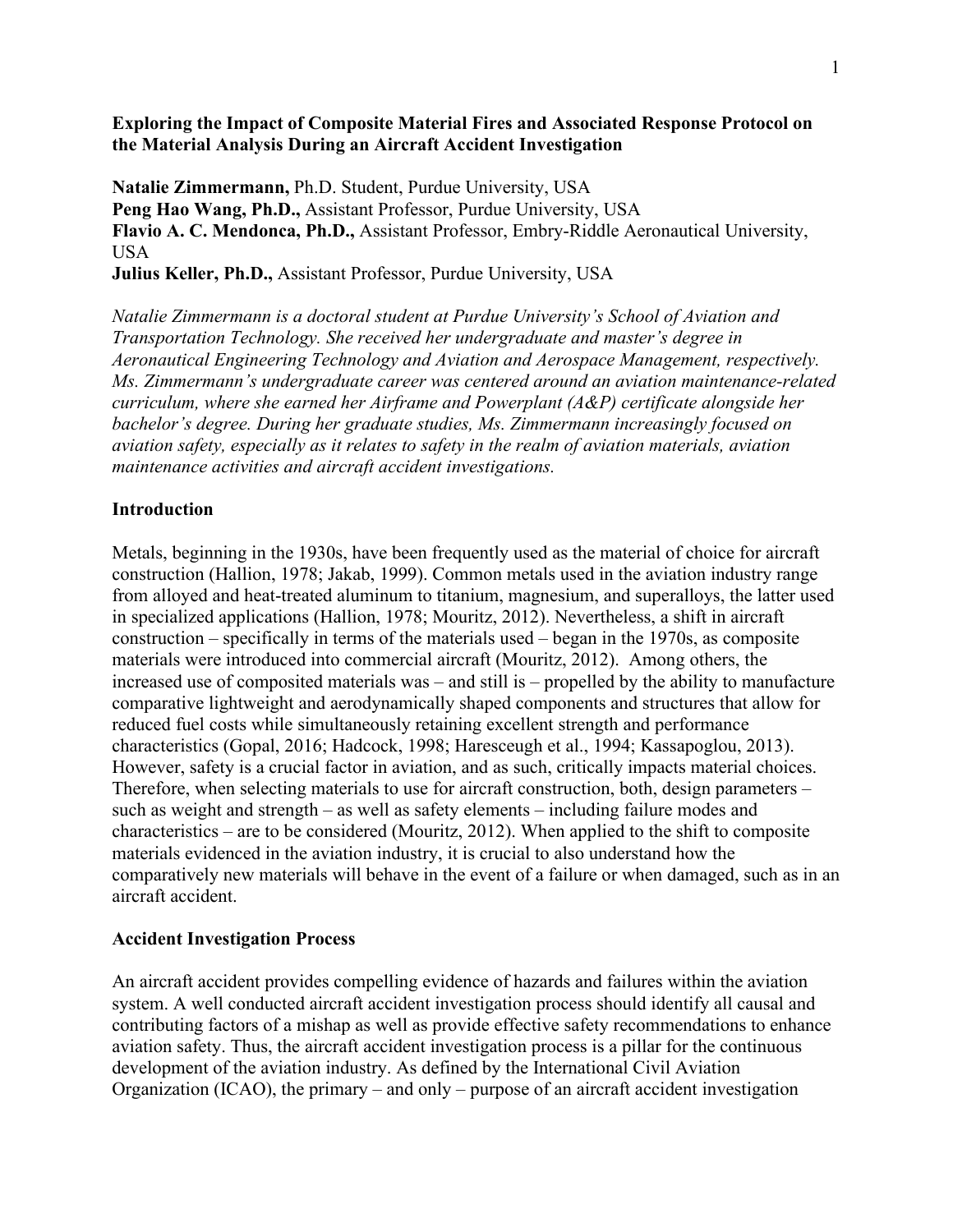**Exploring the Impact of Composite Material Fires and Associated Response Protocol on the Material Analysis During an Aircraft Accident Investigation**

**Natalie Zimmermann,** Ph.D. Student, Purdue University, USA
**Peng Hao Wang, Ph.D.,** Assistant Professor, Purdue University, USA
**Flavio A. C. Mendonca, Ph.D.,** Assistant Professor, Embry-Riddle Aeronautical University, USA
**Julius Keller, Ph.D.,** Assistant Professor, Purdue University, USA

*Natalie Zimmermann is a doctoral student at Purdue University's School of Aviation and Transportation Technology. She received her undergraduate and master's degree in Aeronautical Engineering Technology and Aviation and Aerospace Management, respectively. Ms. Zimmermann's undergraduate career was centered around an aviation maintenance-related curriculum, where she earned her Airframe and Powerplant (A&P) certificate alongside her bachelor's degree. During her graduate studies, Ms. Zimmermann increasingly focused on aviation safety, especially as it relates to safety in the realm of aviation materials, aviation maintenance activities and aircraft accident investigations.*

## Introduction

Metals, beginning in the 1930s, have been frequently used as the material of choice for aircraft construction (Hallion, 1978; Jakab, 1999). Common metals used in the aviation industry range from alloyed and heat-treated aluminum to titanium, magnesium, and superalloys, the latter used in specialized applications (Hallion, 1978; Mouritz, 2012). Nevertheless, a shift in aircraft construction – specifically in terms of the materials used – began in the 1970s, as composite materials were introduced into commercial aircraft (Mouritz, 2012). Among others, the increased use of composited materials was – and still is – propelled by the ability to manufacture comparative lightweight and aerodynamically shaped components and structures that allow for reduced fuel costs while simultaneously retaining excellent strength and performance characteristics (Gopal, 2016; Hadcock, 1998; Haresceugh et al., 1994; Kassapoglou, 2013). However, safety is a crucial factor in aviation, and as such, critically impacts material choices. Therefore, when selecting materials to use for aircraft construction, both, design parameters – such as weight and strength – as well as safety elements – including failure modes and characteristics – are to be considered (Mouritz, 2012). When applied to the shift to composite materials evidenced in the aviation industry, it is crucial to also understand how the comparatively new materials will behave in the event of a failure or when damaged, such as in an aircraft accident.

## Accident Investigation Process

An aircraft accident provides compelling evidence of hazards and failures within the aviation system. A well conducted aircraft accident investigation process should identify all causal and contributing factors of a mishap as well as provide effective safety recommendations to enhance aviation safety. Thus, the aircraft accident investigation process is a pillar for the continuous development of the aviation industry. As defined by the International Civil Aviation Organization (ICAO), the primary – and only – purpose of an aircraft accident investigation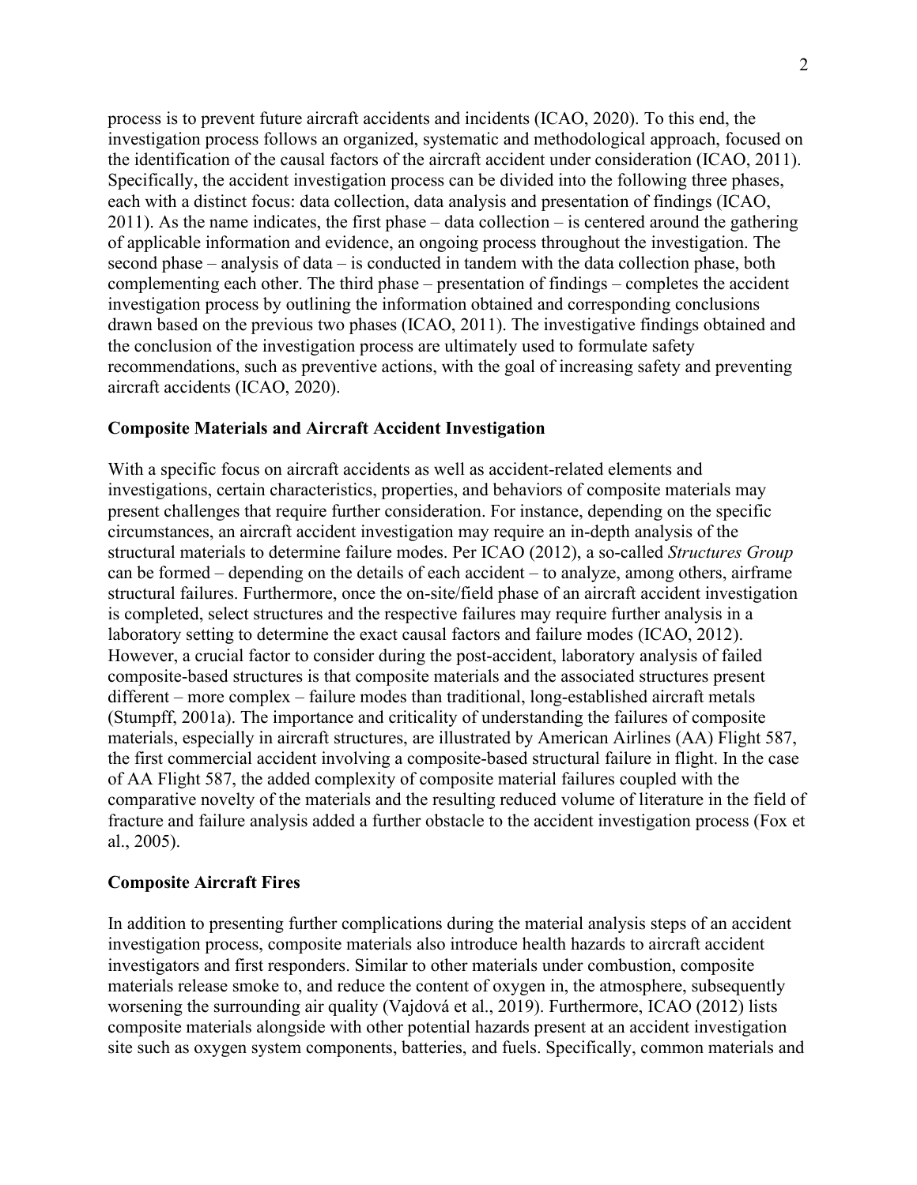process is to prevent future aircraft accidents and incidents (ICAO, 2020). To this end, the investigation process follows an organized, systematic and methodological approach, focused on the identification of the causal factors of the aircraft accident under consideration (ICAO, 2011). Specifically, the accident investigation process can be divided into the following three phases, each with a distinct focus: data collection, data analysis and presentation of findings (ICAO, 2011). As the name indicates, the first phase – data collection – is centered around the gathering of applicable information and evidence, an ongoing process throughout the investigation. The second phase – analysis of data – is conducted in tandem with the data collection phase, both complementing each other. The third phase – presentation of findings – completes the accident investigation process by outlining the information obtained and corresponding conclusions drawn based on the previous two phases (ICAO, 2011). The investigative findings obtained and the conclusion of the investigation process are ultimately used to formulate safety recommendations, such as preventive actions, with the goal of increasing safety and preventing aircraft accidents (ICAO, 2020).

### Composite Materials and Aircraft Accident Investigation

With a specific focus on aircraft accidents as well as accident-related elements and investigations, certain characteristics, properties, and behaviors of composite materials may present challenges that require further consideration. For instance, depending on the specific circumstances, an aircraft accident investigation may require an in-depth analysis of the structural materials to determine failure modes. Per ICAO (2012), a so-called *Structures Group* can be formed – depending on the details of each accident – to analyze, among others, airframe structural failures. Furthermore, once the on-site/field phase of an aircraft accident investigation is completed, select structures and the respective failures may require further analysis in a laboratory setting to determine the exact causal factors and failure modes (ICAO, 2012). However, a crucial factor to consider during the post-accident, laboratory analysis of failed composite-based structures is that composite materials and the associated structures present different – more complex – failure modes than traditional, long-established aircraft metals (Stumpff, 2001a). The importance and criticality of understanding the failures of composite materials, especially in aircraft structures, are illustrated by American Airlines (AA) Flight 587, the first commercial accident involving a composite-based structural failure in flight. In the case of AA Flight 587, the added complexity of composite material failures coupled with the comparative novelty of the materials and the resulting reduced volume of literature in the field of fracture and failure analysis added a further obstacle to the accident investigation process (Fox et al., 2005).

### Composite Aircraft Fires

In addition to presenting further complications during the material analysis steps of an accident investigation process, composite materials also introduce health hazards to aircraft accident investigators and first responders. Similar to other materials under combustion, composite materials release smoke to, and reduce the content of oxygen in, the atmosphere, subsequently worsening the surrounding air quality (Vajdová et al., 2019). Furthermore, ICAO (2012) lists composite materials alongside with other potential hazards present at an accident investigation site such as oxygen system components, batteries, and fuels. Specifically, common materials and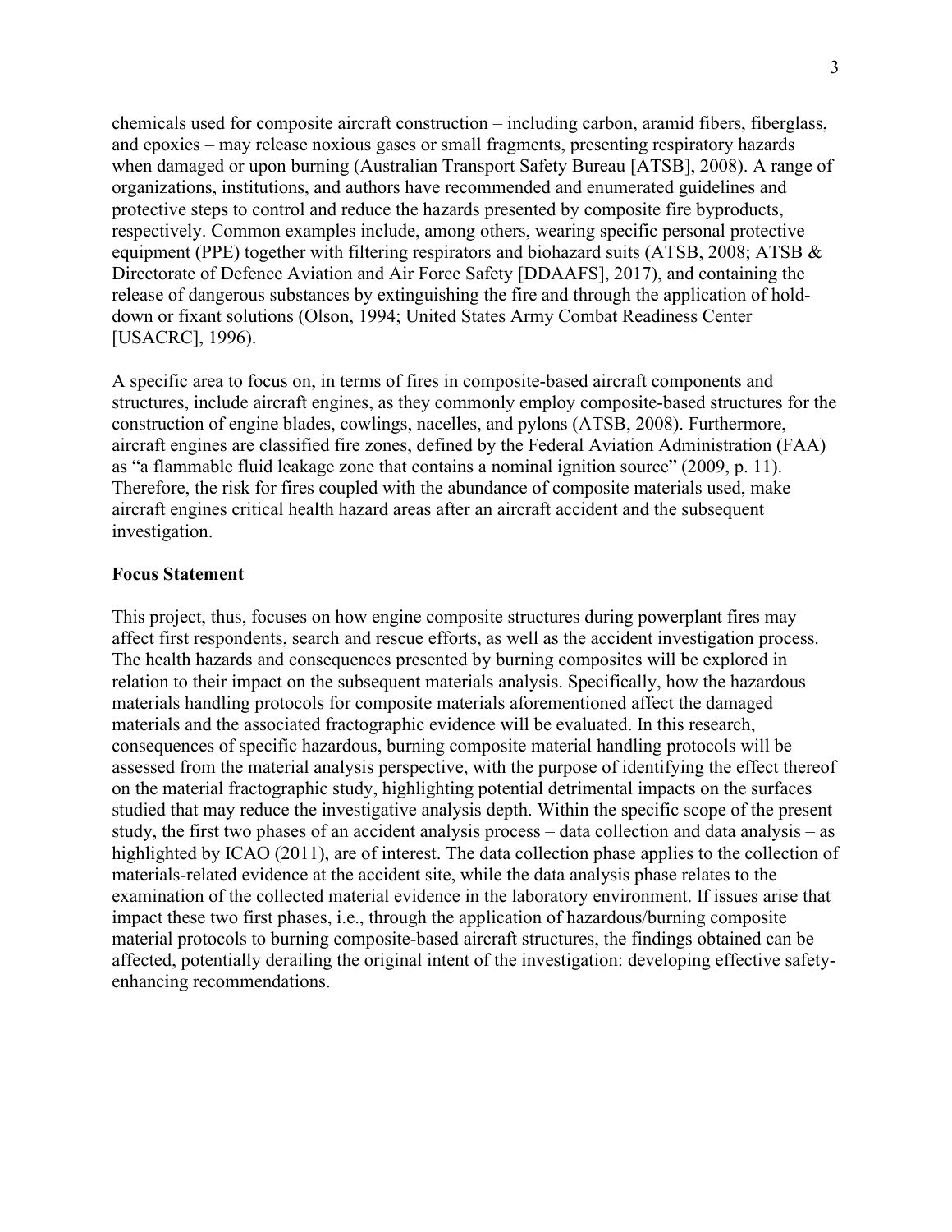chemicals used for composite aircraft construction – including carbon, aramid fibers, fiberglass, and epoxies – may release noxious gases or small fragments, presenting respiratory hazards when damaged or upon burning (Australian Transport Safety Bureau [ATSB], 2008). A range of organizations, institutions, and authors have recommended and enumerated guidelines and protective steps to control and reduce the hazards presented by composite fire byproducts, respectively. Common examples include, among others, wearing specific personal protective equipment (PPE) together with filtering respirators and biohazard suits (ATSB, 2008; ATSB & Directorate of Defence Aviation and Air Force Safety [DDAAFS], 2017), and containing the release of dangerous substances by extinguishing the fire and through the application of hold-down or fixant solutions (Olson, 1994; United States Army Combat Readiness Center [USACRC], 1996).

A specific area to focus on, in terms of fires in composite-based aircraft components and structures, include aircraft engines, as they commonly employ composite-based structures for the construction of engine blades, cowlings, nacelles, and pylons (ATSB, 2008). Furthermore, aircraft engines are classified fire zones, defined by the Federal Aviation Administration (FAA) as "a flammable fluid leakage zone that contains a nominal ignition source" (2009, p. 11). Therefore, the risk for fires coupled with the abundance of composite materials used, make aircraft engines critical health hazard areas after an aircraft accident and the subsequent investigation.

**Focus Statement**

This project, thus, focuses on how engine composite structures during powerplant fires may affect first respondents, search and rescue efforts, as well as the accident investigation process. The health hazards and consequences presented by burning composites will be explored in relation to their impact on the subsequent materials analysis. Specifically, how the hazardous materials handling protocols for composite materials aforementioned affect the damaged materials and the associated fractographic evidence will be evaluated. In this research, consequences of specific hazardous, burning composite material handling protocols will be assessed from the material analysis perspective, with the purpose of identifying the effect thereof on the material fractographic study, highlighting potential detrimental impacts on the surfaces studied that may reduce the investigative analysis depth. Within the specific scope of the present study, the first two phases of an accident analysis process – data collection and data analysis – as highlighted by ICAO (2011), are of interest. The data collection phase applies to the collection of materials-related evidence at the accident site, while the data analysis phase relates to the examination of the collected material evidence in the laboratory environment. If issues arise that impact these two first phases, i.e., through the application of hazardous/burning composite material protocols to burning composite-based aircraft structures, the findings obtained can be affected, potentially derailing the original intent of the investigation: developing effective safety-enhancing recommendations.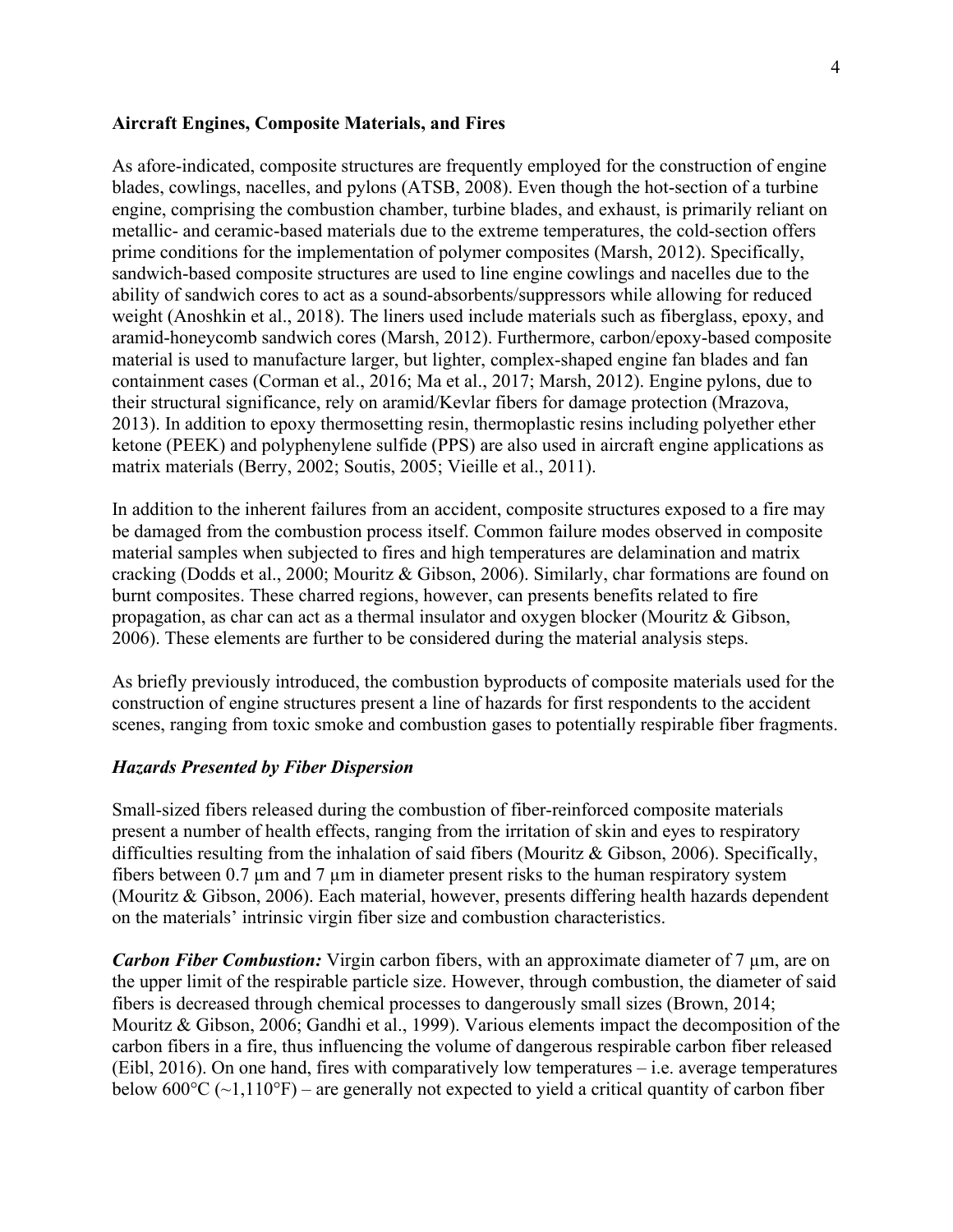### Aircraft Engines, Composite Materials, and Fires

As afore-indicated, composite structures are frequently employed for the construction of engine blades, cowlings, nacelles, and pylons (ATSB, 2008). Even though the hot-section of a turbine engine, comprising the combustion chamber, turbine blades, and exhaust, is primarily reliant on metallic- and ceramic-based materials due to the extreme temperatures, the cold-section offers prime conditions for the implementation of polymer composites (Marsh, 2012). Specifically, sandwich-based composite structures are used to line engine cowlings and nacelles due to the ability of sandwich cores to act as a sound-absorbents/suppressors while allowing for reduced weight (Anoshkin et al., 2018). The liners used include materials such as fiberglass, epoxy, and aramid-honeycomb sandwich cores (Marsh, 2012). Furthermore, carbon/epoxy-based composite material is used to manufacture larger, but lighter, complex-shaped engine fan blades and fan containment cases (Corman et al., 2016; Ma et al., 2017; Marsh, 2012). Engine pylons, due to their structural significance, rely on aramid/Kevlar fibers for damage protection (Mrazova, 2013). In addition to epoxy thermosetting resin, thermoplastic resins including polyether ether ketone (PEEK) and polyphenylene sulfide (PPS) are also used in aircraft engine applications as matrix materials (Berry, 2002; Soutis, 2005; Vieille et al., 2011).

In addition to the inherent failures from an accident, composite structures exposed to a fire may be damaged from the combustion process itself. Common failure modes observed in composite material samples when subjected to fires and high temperatures are delamination and matrix cracking (Dodds et al., 2000; Mouritz & Gibson, 2006). Similarly, char formations are found on burnt composites. These charred regions, however, can presents benefits related to fire propagation, as char can act as a thermal insulator and oxygen blocker (Mouritz & Gibson, 2006). These elements are further to be considered during the material analysis steps.

As briefly previously introduced, the combustion byproducts of composite materials used for the construction of engine structures present a line of hazards for first respondents to the accident scenes, ranging from toxic smoke and combustion gases to potentially respirable fiber fragments.

#### *Hazards Presented by Fiber Dispersion*

Small-sized fibers released during the combustion of fiber-reinforced composite materials present a number of health effects, ranging from the irritation of skin and eyes to respiratory difficulties resulting from the inhalation of said fibers (Mouritz & Gibson, 2006). Specifically, fibers between 0.7 µm and 7 µm in diameter present risks to the human respiratory system (Mouritz & Gibson, 2006). Each material, however, presents differing health hazards dependent on the materials' intrinsic virgin fiber size and combustion characteristics.

***Carbon Fiber Combustion:*** Virgin carbon fibers, with an approximate diameter of 7 µm, are on the upper limit of the respirable particle size. However, through combustion, the diameter of said fibers is decreased through chemical processes to dangerously small sizes (Brown, 2014; Mouritz & Gibson, 2006; Gandhi et al., 1999). Various elements impact the decomposition of the carbon fibers in a fire, thus influencing the volume of dangerous respirable carbon fiber released (Eibl, 2016). On one hand, fires with comparatively low temperatures – i.e. average temperatures below 600°C (~1,110°F) – are generally not expected to yield a critical quantity of carbon fiber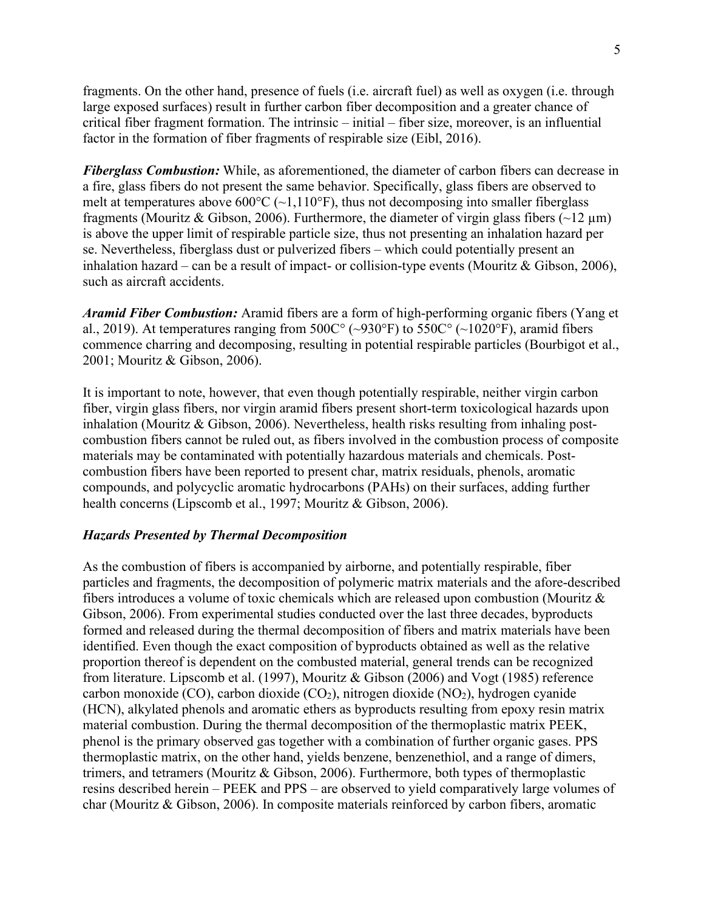fragments. On the other hand, presence of fuels (i.e. aircraft fuel) as well as oxygen (i.e. through large exposed surfaces) result in further carbon fiber decomposition and a greater chance of critical fiber fragment formation. The intrinsic – initial – fiber size, moreover, is an influential factor in the formation of fiber fragments of respirable size (Eibl, 2016).

***Fiberglass Combustion:*** While, as aforementioned, the diameter of carbon fibers can decrease in a fire, glass fibers do not present the same behavior. Specifically, glass fibers are observed to melt at temperatures above 600°C (~1,110°F), thus not decomposing into smaller fiberglass fragments (Mouritz & Gibson, 2006). Furthermore, the diameter of virgin glass fibers (~12 µm) is above the upper limit of respirable particle size, thus not presenting an inhalation hazard per se. Nevertheless, fiberglass dust or pulverized fibers – which could potentially present an inhalation hazard – can be a result of impact- or collision-type events (Mouritz & Gibson, 2006), such as aircraft accidents.

***Aramid Fiber Combustion:*** Aramid fibers are a form of high-performing organic fibers (Yang et al., 2019). At temperatures ranging from 500C° (~930°F) to 550C° (~1020°F), aramid fibers commence charring and decomposing, resulting in potential respirable particles (Bourbigot et al., 2001; Mouritz & Gibson, 2006).

It is important to note, however, that even though potentially respirable, neither virgin carbon fiber, virgin glass fibers, nor virgin aramid fibers present short-term toxicological hazards upon inhalation (Mouritz & Gibson, 2006). Nevertheless, health risks resulting from inhaling post-combustion fibers cannot be ruled out, as fibers involved in the combustion process of composite materials may be contaminated with potentially hazardous materials and chemicals. Post-combustion fibers have been reported to present char, matrix residuals, phenols, aromatic compounds, and polycyclic aromatic hydrocarbons (PAHs) on their surfaces, adding further health concerns (Lipscomb et al., 1997; Mouritz & Gibson, 2006).

### *Hazards Presented by Thermal Decomposition*

As the combustion of fibers is accompanied by airborne, and potentially respirable, fiber particles and fragments, the decomposition of polymeric matrix materials and the afore-described fibers introduces a volume of toxic chemicals which are released upon combustion (Mouritz & Gibson, 2006). From experimental studies conducted over the last three decades, byproducts formed and released during the thermal decomposition of fibers and matrix materials have been identified. Even though the exact composition of byproducts obtained as well as the relative proportion thereof is dependent on the combusted material, general trends can be recognized from literature. Lipscomb et al. (1997), Mouritz & Gibson (2006) and Vogt (1985) reference carbon monoxide (CO), carbon dioxide ($CO_2$), nitrogen dioxide ($NO_2$), hydrogen cyanide (HCN), alkylated phenols and aromatic ethers as byproducts resulting from epoxy resin matrix material combustion. During the thermal decomposition of the thermoplastic matrix PEEK, phenol is the primary observed gas together with a combination of further organic gases. PPS thermoplastic matrix, on the other hand, yields benzene, benzenethiol, and a range of dimers, trimers, and tetramers (Mouritz & Gibson, 2006). Furthermore, both types of thermoplastic resins described herein – PEEK and PPS – are observed to yield comparatively large volumes of char (Mouritz & Gibson, 2006). In composite materials reinforced by carbon fibers, aromatic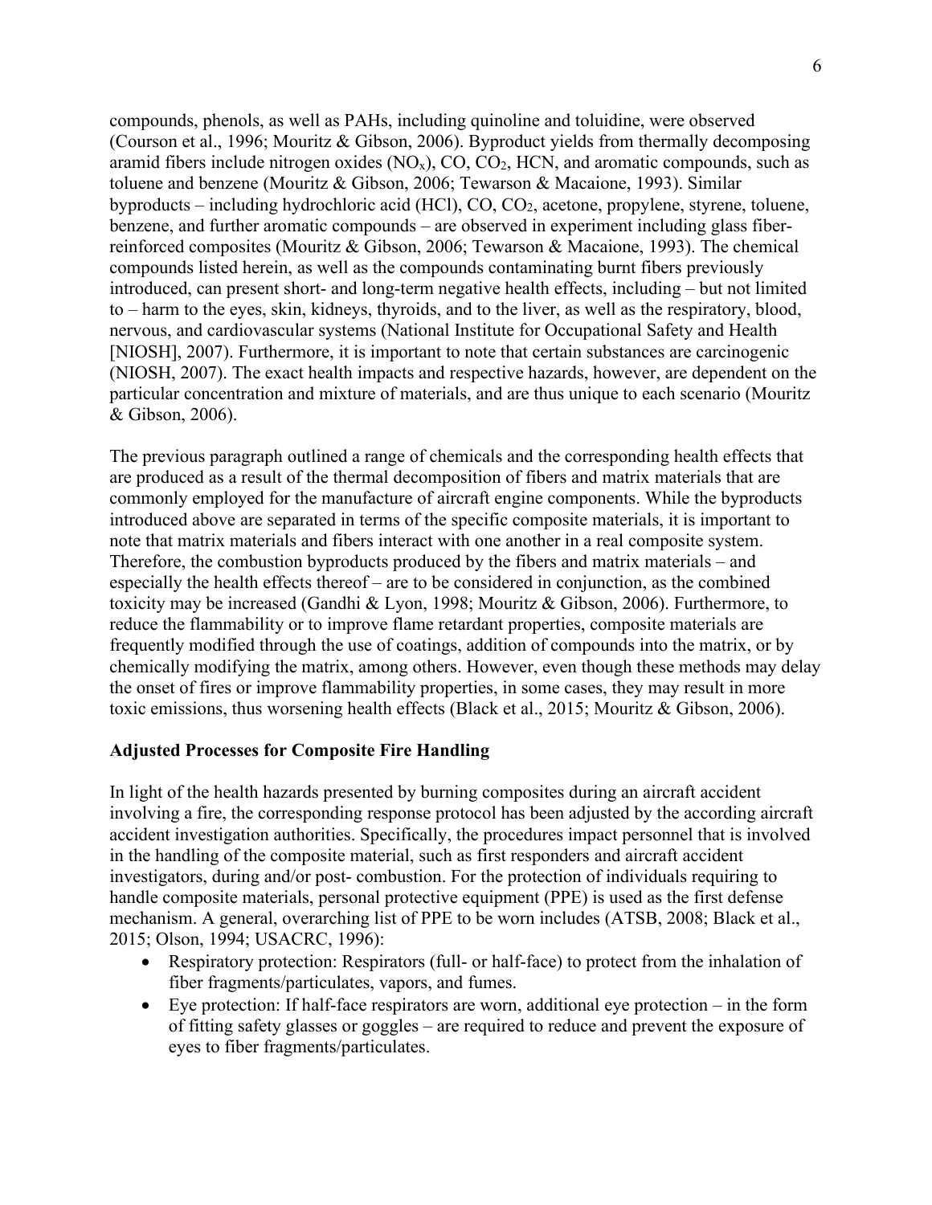compounds, phenols, as well as PAHs, including quinoline and toluidine, were observed (Courson et al., 1996; Mouritz & Gibson, 2006). Byproduct yields from thermally decomposing aramid fibers include nitrogen oxides ($NO_x$), CO, $CO_2$, HCN, and aromatic compounds, such as toluene and benzene (Mouritz & Gibson, 2006; Tewarson & Macaione, 1993). Similar byproducts – including hydrochloric acid (HCl), CO, $CO_2$, acetone, propylene, styrene, toluene, benzene, and further aromatic compounds – are observed in experiment including glass fiber-reinforced composites (Mouritz & Gibson, 2006; Tewarson & Macaione, 1993). The chemical compounds listed herein, as well as the compounds contaminating burnt fibers previously introduced, can present short- and long-term negative health effects, including – but not limited to – harm to the eyes, skin, kidneys, thyroids, and to the liver, as well as the respiratory, blood, nervous, and cardiovascular systems (National Institute for Occupational Safety and Health [NIOSH], 2007). Furthermore, it is important to note that certain substances are carcinogenic (NIOSH, 2007). The exact health impacts and respective hazards, however, are dependent on the particular concentration and mixture of materials, and are thus unique to each scenario (Mouritz & Gibson, 2006).

The previous paragraph outlined a range of chemicals and the corresponding health effects that are produced as a result of the thermal decomposition of fibers and matrix materials that are commonly employed for the manufacture of aircraft engine components. While the byproducts introduced above are separated in terms of the specific composite materials, it is important to note that matrix materials and fibers interact with one another in a real composite system. Therefore, the combustion byproducts produced by the fibers and matrix materials – and especially the health effects thereof – are to be considered in conjunction, as the combined toxicity may be increased (Gandhi & Lyon, 1998; Mouritz & Gibson, 2006). Furthermore, to reduce the flammability or to improve flame retardant properties, composite materials are frequently modified through the use of coatings, addition of compounds into the matrix, or by chemically modifying the matrix, among others. However, even though these methods may delay the onset of fires or improve flammability properties, in some cases, they may result in more toxic emissions, thus worsening health effects (Black et al., 2015; Mouritz & Gibson, 2006).

## Adjusted Processes for Composite Fire Handling

In light of the health hazards presented by burning composites during an aircraft accident involving a fire, the corresponding response protocol has been adjusted by the according aircraft accident investigation authorities. Specifically, the procedures impact personnel that is involved in the handling of the composite material, such as first responders and aircraft accident investigators, during and/or post- combustion. For the protection of individuals requiring to handle composite materials, personal protective equipment (PPE) is used as the first defense mechanism. A general, overarching list of PPE to be worn includes (ATSB, 2008; Black et al., 2015; Olson, 1994; USACRC, 1996):

- Respiratory protection: Respirators (full- or half-face) to protect from the inhalation of fiber fragments/particulates, vapors, and fumes.
- Eye protection: If half-face respirators are worn, additional eye protection – in the form of fitting safety glasses or goggles – are required to reduce and prevent the exposure of eyes to fiber fragments/particulates.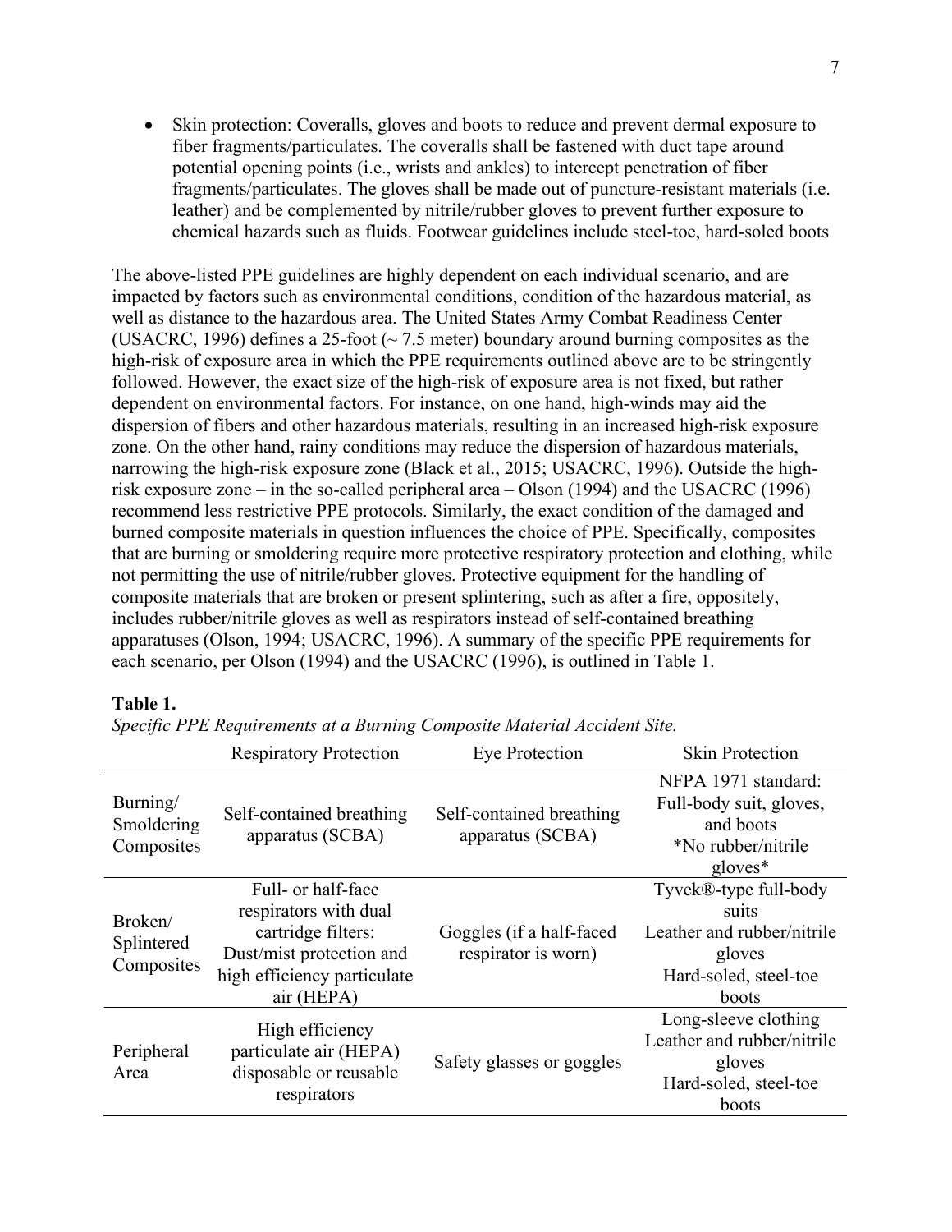- Skin protection: Coveralls, gloves and boots to reduce and prevent dermal exposure to fiber fragments/particulates. The coveralls shall be fastened with duct tape around potential opening points (i.e., wrists and ankles) to intercept penetration of fiber fragments/particulates. The gloves shall be made out of puncture-resistant materials (i.e. leather) and be complemented by nitrile/rubber gloves to prevent further exposure to chemical hazards such as fluids. Footwear guidelines include steel-toe, hard-soled boots

The above-listed PPE guidelines are highly dependent on each individual scenario, and are impacted by factors such as environmental conditions, condition of the hazardous material, as well as distance to the hazardous area. The United States Army Combat Readiness Center (USACRC, 1996) defines a 25-foot (~ 7.5 meter) boundary around burning composites as the high-risk of exposure area in which the PPE requirements outlined above are to be stringently followed. However, the exact size of the high-risk of exposure area is not fixed, but rather dependent on environmental factors. For instance, on one hand, high-winds may aid the dispersion of fibers and other hazardous materials, resulting in an increased high-risk exposure zone. On the other hand, rainy conditions may reduce the dispersion of hazardous materials, narrowing the high-risk exposure zone (Black et al., 2015; USACRC, 1996). Outside the high-risk exposure zone – in the so-called peripheral area – Olson (1994) and the USACRC (1996) recommend less restrictive PPE protocols. Similarly, the exact condition of the damaged and burned composite materials in question influences the choice of PPE. Specifically, composites that are burning or smoldering require more protective respiratory protection and clothing, while not permitting the use of nitrile/rubber gloves. Protective equipment for the handling of composite materials that are broken or present splintering, such as after a fire, oppositely, includes rubber/nitrile gloves as well as respirators instead of self-contained breathing apparatuses (Olson, 1994; USACRC, 1996). A summary of the specific PPE requirements for each scenario, per Olson (1994) and the USACRC (1996), is outlined in Table 1.

**Table 1.**

*Specific PPE Requirements at a Burning Composite Material Accident Site.*

| | Respiratory Protection | Eye Protection | Skin Protection |
|---|---|---|---|
| Burning/ Smoldering Composites | Self-contained breathing apparatus (SCBA) | Self-contained breathing apparatus (SCBA) | NFPA 1971 standard: Full-body suit, gloves, and boots *No rubber/nitrile gloves* |
| Broken/ Splintered Composites | Full- or half-face respirators with dual cartridge filters: Dust/mist protection and high efficiency particulate air (HEPA) | Goggles (if a half-faced respirator is worn) | Tyvek®-type full-body suits Leather and rubber/nitrile gloves Hard-soled, steel-toe boots |
| Peripheral Area | High efficiency particulate air (HEPA) disposable or reusable respirators | Safety glasses or goggles | Long-sleeve clothing Leather and rubber/nitrile gloves Hard-soled, steel-toe boots |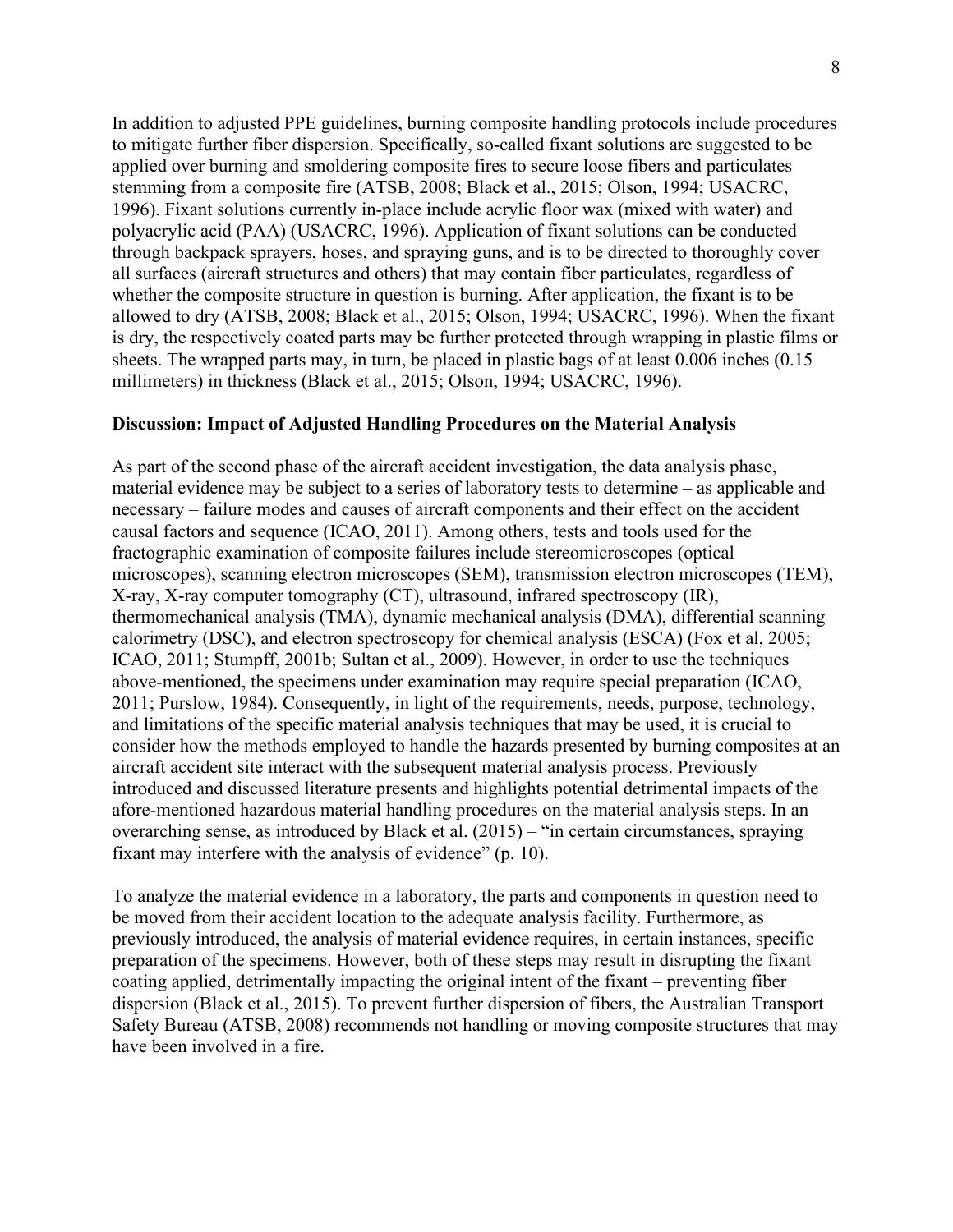In addition to adjusted PPE guidelines, burning composite handling protocols include procedures to mitigate further fiber dispersion. Specifically, so-called fixant solutions are suggested to be applied over burning and smoldering composite fires to secure loose fibers and particulates stemming from a composite fire (ATSB, 2008; Black et al., 2015; Olson, 1994; USACRC, 1996). Fixant solutions currently in-place include acrylic floor wax (mixed with water) and polyacrylic acid (PAA) (USACRC, 1996). Application of fixant solutions can be conducted through backpack sprayers, hoses, and spraying guns, and is to be directed to thoroughly cover all surfaces (aircraft structures and others) that may contain fiber particulates, regardless of whether the composite structure in question is burning. After application, the fixant is to be allowed to dry (ATSB, 2008; Black et al., 2015; Olson, 1994; USACRC, 1996). When the fixant is dry, the respectively coated parts may be further protected through wrapping in plastic films or sheets. The wrapped parts may, in turn, be placed in plastic bags of at least 0.006 inches (0.15 millimeters) in thickness (Black et al., 2015; Olson, 1994; USACRC, 1996).

**Discussion: Impact of Adjusted Handling Procedures on the Material Analysis**

As part of the second phase of the aircraft accident investigation, the data analysis phase, material evidence may be subject to a series of laboratory tests to determine – as applicable and necessary – failure modes and causes of aircraft components and their effect on the accident causal factors and sequence (ICAO, 2011). Among others, tests and tools used for the fractographic examination of composite failures include stereomicroscopes (optical microscopes), scanning electron microscopes (SEM), transmission electron microscopes (TEM), X-ray, X-ray computer tomography (CT), ultrasound, infrared spectroscopy (IR), thermomechanical analysis (TMA), dynamic mechanical analysis (DMA), differential scanning calorimetry (DSC), and electron spectroscopy for chemical analysis (ESCA) (Fox et al, 2005; ICAO, 2011; Stumpff, 2001b; Sultan et al., 2009). However, in order to use the techniques above-mentioned, the specimens under examination may require special preparation (ICAO, 2011; Purslow, 1984). Consequently, in light of the requirements, needs, purpose, technology, and limitations of the specific material analysis techniques that may be used, it is crucial to consider how the methods employed to handle the hazards presented by burning composites at an aircraft accident site interact with the subsequent material analysis process. Previously introduced and discussed literature presents and highlights potential detrimental impacts of the afore-mentioned hazardous material handling procedures on the material analysis steps. In an overarching sense, as introduced by Black et al. (2015) – "in certain circumstances, spraying fixant may interfere with the analysis of evidence" (p. 10).

To analyze the material evidence in a laboratory, the parts and components in question need to be moved from their accident location to the adequate analysis facility. Furthermore, as previously introduced, the analysis of material evidence requires, in certain instances, specific preparation of the specimens. However, both of these steps may result in disrupting the fixant coating applied, detrimentally impacting the original intent of the fixant – preventing fiber dispersion (Black et al., 2015). To prevent further dispersion of fibers, the Australian Transport Safety Bureau (ATSB, 2008) recommends not handling or moving composite structures that may have been involved in a fire.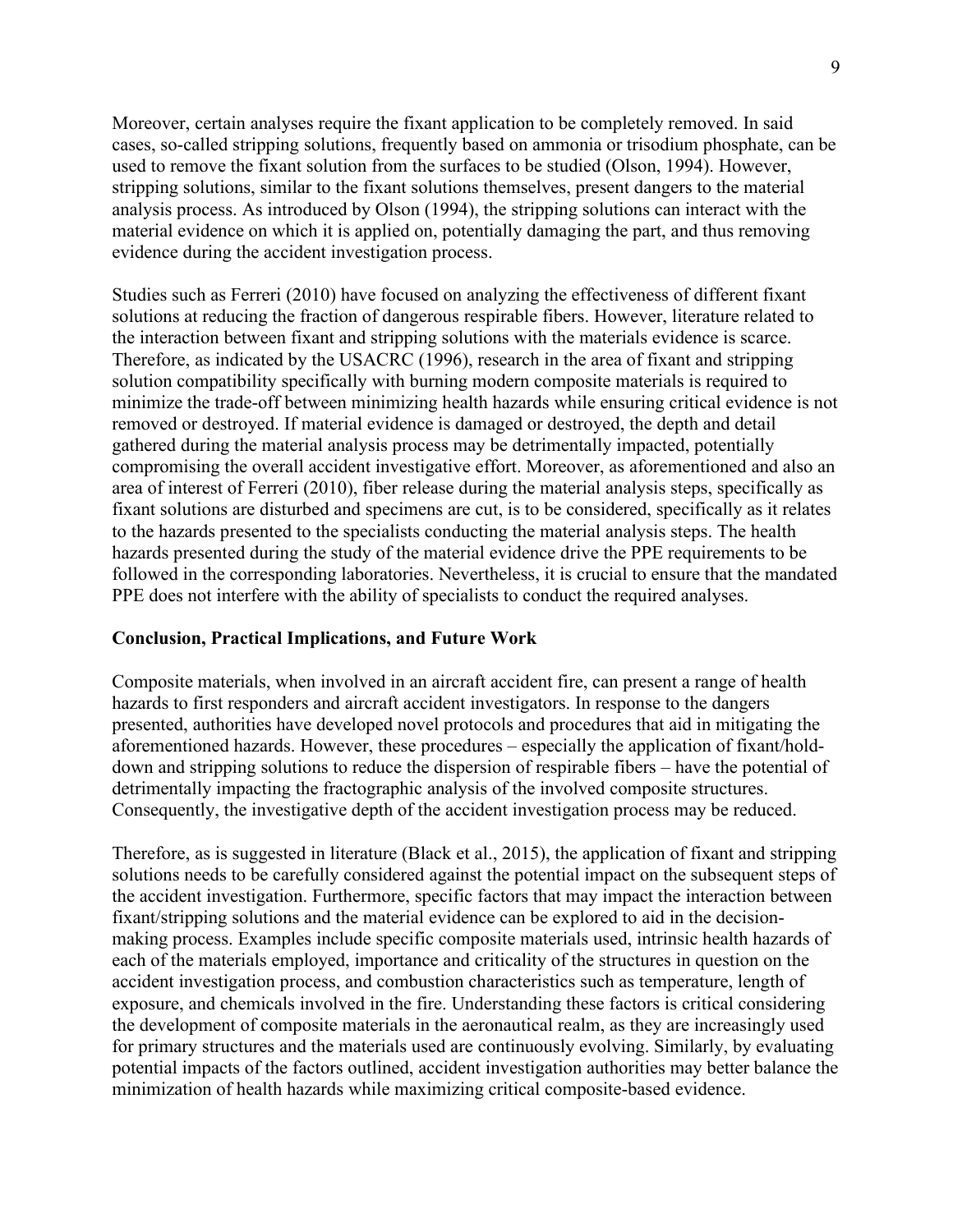Moreover, certain analyses require the fixant application to be completely removed. In said cases, so-called stripping solutions, frequently based on ammonia or trisodium phosphate, can be used to remove the fixant solution from the surfaces to be studied (Olson, 1994). However, stripping solutions, similar to the fixant solutions themselves, present dangers to the material analysis process. As introduced by Olson (1994), the stripping solutions can interact with the material evidence on which it is applied on, potentially damaging the part, and thus removing evidence during the accident investigation process.

Studies such as Ferreri (2010) have focused on analyzing the effectiveness of different fixant solutions at reducing the fraction of dangerous respirable fibers. However, literature related to the interaction between fixant and stripping solutions with the materials evidence is scarce. Therefore, as indicated by the USACRC (1996), research in the area of fixant and stripping solution compatibility specifically with burning modern composite materials is required to minimize the trade-off between minimizing health hazards while ensuring critical evidence is not removed or destroyed. If material evidence is damaged or destroyed, the depth and detail gathered during the material analysis process may be detrimentally impacted, potentially compromising the overall accident investigative effort. Moreover, as aforementioned and also an area of interest of Ferreri (2010), fiber release during the material analysis steps, specifically as fixant solutions are disturbed and specimens are cut, is to be considered, specifically as it relates to the hazards presented to the specialists conducting the material analysis steps. The health hazards presented during the study of the material evidence drive the PPE requirements to be followed in the corresponding laboratories. Nevertheless, it is crucial to ensure that the mandated PPE does not interfere with the ability of specialists to conduct the required analyses.

## Conclusion, Practical Implications, and Future Work

Composite materials, when involved in an aircraft accident fire, can present a range of health hazards to first responders and aircraft accident investigators. In response to the dangers presented, authorities have developed novel protocols and procedures that aid in mitigating the aforementioned hazards. However, these procedures – especially the application of fixant/hold-down and stripping solutions to reduce the dispersion of respirable fibers – have the potential of detrimentally impacting the fractographic analysis of the involved composite structures. Consequently, the investigative depth of the accident investigation process may be reduced.

Therefore, as is suggested in literature (Black et al., 2015), the application of fixant and stripping solutions needs to be carefully considered against the potential impact on the subsequent steps of the accident investigation. Furthermore, specific factors that may impact the interaction between fixant/stripping solutions and the material evidence can be explored to aid in the decision-making process. Examples include specific composite materials used, intrinsic health hazards of each of the materials employed, importance and criticality of the structures in question on the accident investigation process, and combustion characteristics such as temperature, length of exposure, and chemicals involved in the fire. Understanding these factors is critical considering the development of composite materials in the aeronautical realm, as they are increasingly used for primary structures and the materials used are continuously evolving. Similarly, by evaluating potential impacts of the factors outlined, accident investigation authorities may better balance the minimization of health hazards while maximizing critical composite-based evidence.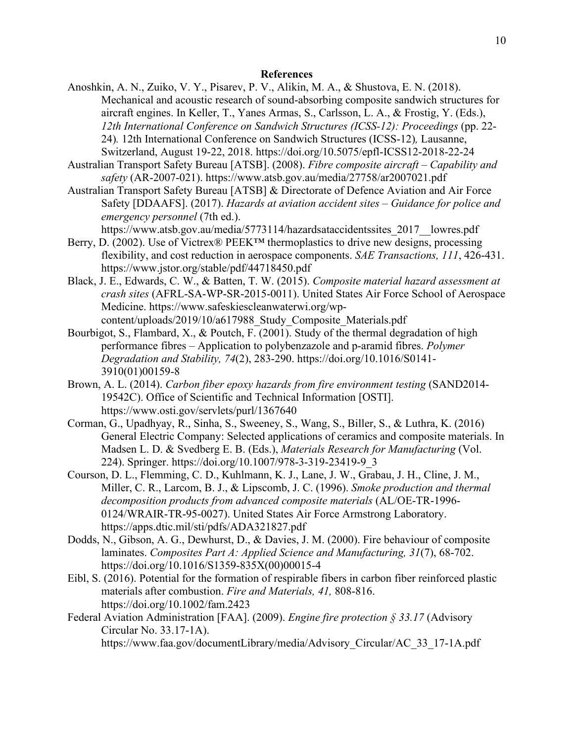## References

Anoshkin, A. N., Zuiko, V. Y., Pisarev, P. V., Alikin, M. A., & Shustova, E. N. (2018). Mechanical and acoustic research of sound-absorbing composite sandwich structures for aircraft engines. In Keller, T., Yanes Armas, S., Carlsson, L. A., & Frostig, Y. (Eds.), *12th International Conference on Sandwich Structures (ICSS-12): Proceedings* (pp. 22-24)*.* 12th International Conference on Sandwich Structures (ICSS-12)*,* Lausanne, Switzerland, August 19-22, 2018. https://doi.org/10.5075/epfl-ICSS12-2018-22-24

Australian Transport Safety Bureau [ATSB]. (2008). *Fibre composite aircraft – Capability and safety* (AR-2007-021). https://www.atsb.gov.au/media/27758/ar2007021.pdf

Australian Transport Safety Bureau [ATSB] & Directorate of Defence Aviation and Air Force Safety [DDAAFS]. (2017). *Hazards at aviation accident sites – Guidance for police and emergency personnel* (7th ed.). https://www.atsb.gov.au/media/5773114/hazardsataccidentssites_2017__lowres.pdf

Berry, D. (2002). Use of Victrex® PEEK™ thermoplastics to drive new designs, processing flexibility, and cost reduction in aerospace components. *SAE Transactions, 111*, 426-431. https://www.jstor.org/stable/pdf/44718450.pdf

Black, J. E., Edwards, C. W., & Batten, T. W. (2015). *Composite material hazard assessment at crash sites* (AFRL-SA-WP-SR-2015-0011). United States Air Force School of Aerospace Medicine. https://www.safeskiescleanwaterwi.org/wp-content/uploads/2019/10/a617988_Study_Composite_Materials.pdf

Bourbigot, S., Flambard, X., & Poutch, F. (2001). Study of the thermal degradation of high performance fibres – Application to polybenzazole and p-aramid fibres. *Polymer Degradation and Stability, 74*(2), 283-290. https://doi.org/10.1016/S0141-3910(01)00159-8

Brown, A. L. (2014). *Carbon fiber epoxy hazards from fire environment testing* (SAND2014-19542C). Office of Scientific and Technical Information [OSTI]. https://www.osti.gov/servlets/purl/1367640

Corman, G., Upadhyay, R., Sinha, S., Sweeney, S., Wang, S., Biller, S., & Luthra, K. (2016) General Electric Company: Selected applications of ceramics and composite materials. In Madsen L. D. & Svedberg E. B. (Eds.), *Materials Research for Manufacturing* (Vol. 224). Springer. https://doi.org/10.1007/978-3-319-23419-9_3

Courson, D. L., Flemming, C. D., Kuhlmann, K. J., Lane, J. W., Grabau, J. H., Cline, J. M., Miller, C. R., Larcom, B. J., & Lipscomb, J. C. (1996). *Smoke production and thermal decomposition products from advanced composite materials* (AL/OE-TR-1996-0124/WRAIR-TR-95-0027). United States Air Force Armstrong Laboratory. https://apps.dtic.mil/sti/pdfs/ADA321827.pdf

Dodds, N., Gibson, A. G., Dewhurst, D., & Davies, J. M. (2000). Fire behaviour of composite laminates. *Composites Part A: Applied Science and Manufacturing, 31*(7), 68-702. https://doi.org/10.1016/S1359-835X(00)00015-4

Eibl, S. (2016). Potential for the formation of respirable fibers in carbon fiber reinforced plastic materials after combustion. *Fire and Materials, 41,* 808-816. https://doi.org/10.1002/fam.2423

Federal Aviation Administration [FAA]. (2009). *Engine fire protection § 33.17* (Advisory Circular No. 33.17-1A). https://www.faa.gov/documentLibrary/media/Advisory_Circular/AC_33_17-1A.pdf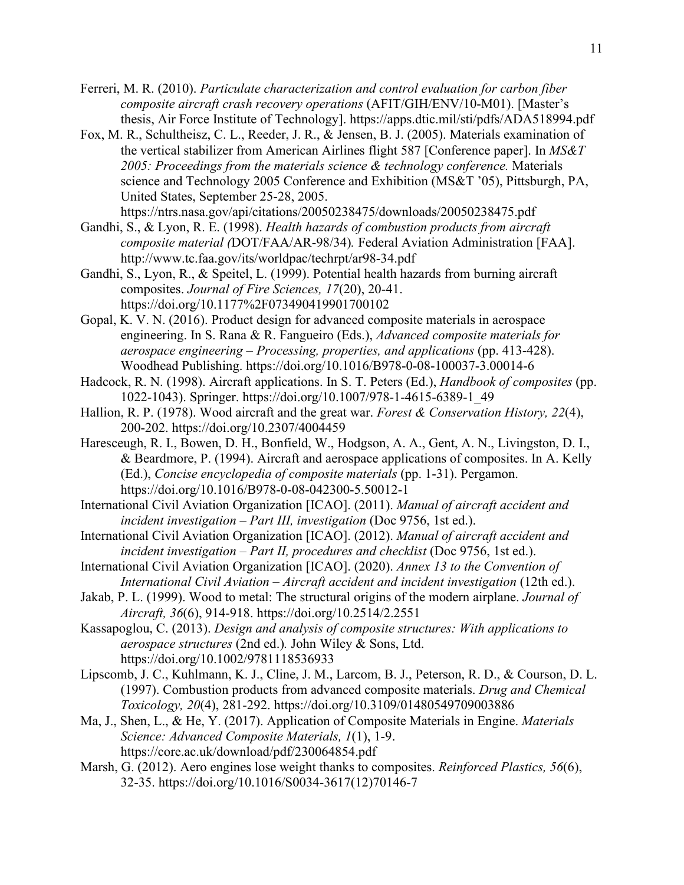Ferreri, M. R. (2010). *Particulate characterization and control evaluation for carbon fiber composite aircraft crash recovery operations* (AFIT/GIH/ENV/10-M01). [Master's thesis, Air Force Institute of Technology]. https://apps.dtic.mil/sti/pdfs/ADA518994.pdf

Fox, M. R., Schultheisz, C. L., Reeder, J. R., & Jensen, B. J. (2005). Materials examination of the vertical stabilizer from American Airlines flight 587 [Conference paper]. In *MS&T 2005: Proceedings from the materials science & technology conference.* Materials science and Technology 2005 Conference and Exhibition (MS&T '05), Pittsburgh, PA, United States, September 25-28, 2005. https://ntrs.nasa.gov/api/citations/20050238475/downloads/20050238475.pdf

Gandhi, S., & Lyon, R. E. (1998). *Health hazards of combustion products from aircraft composite material (*DOT/FAA/AR-98/34)*.* Federal Aviation Administration [FAA]. http://www.tc.faa.gov/its/worldpac/techrpt/ar98-34.pdf

Gandhi, S., Lyon, R., & Speitel, L. (1999). Potential health hazards from burning aircraft composites. *Journal of Fire Sciences, 17*(20), 20-41. https://doi.org/10.1177%2F073490419901700102

Gopal, K. V. N. (2016). Product design for advanced composite materials in aerospace engineering. In S. Rana & R. Fangueiro (Eds.), *Advanced composite materials for aerospace engineering – Processing, properties, and applications* (pp. 413-428). Woodhead Publishing. https://doi.org/10.1016/B978-0-08-100037-3.00014-6

Hadcock, R. N. (1998). Aircraft applications. In S. T. Peters (Ed.), *Handbook of composites* (pp. 1022-1043). Springer. https://doi.org/10.1007/978-1-4615-6389-1_49

Hallion, R. P. (1978). Wood aircraft and the great war. *Forest & Conservation History, 22*(4), 200-202. https://doi.org/10.2307/4004459

Haresceugh, R. I., Bowen, D. H., Bonfield, W., Hodgson, A. A., Gent, A. N., Livingston, D. I., & Beardmore, P. (1994). Aircraft and aerospace applications of composites. In A. Kelly (Ed.), *Concise encyclopedia of composite materials* (pp. 1-31). Pergamon. https://doi.org/10.1016/B978-0-08-042300-5.50012-1

International Civil Aviation Organization [ICAO]. (2011). *Manual of aircraft accident and incident investigation – Part III, investigation* (Doc 9756, 1st ed.).

International Civil Aviation Organization [ICAO]. (2012). *Manual of aircraft accident and incident investigation – Part II, procedures and checklist* (Doc 9756, 1st ed.).

International Civil Aviation Organization [ICAO]. (2020). *Annex 13 to the Convention of International Civil Aviation – Aircraft accident and incident investigation* (12th ed.).

Jakab, P. L. (1999). Wood to metal: The structural origins of the modern airplane. *Journal of Aircraft, 36*(6), 914-918. https://doi.org/10.2514/2.2551

Kassapoglou, C. (2013). *Design and analysis of composite structures: With applications to aerospace structures* (2nd ed.)*.* John Wiley & Sons, Ltd. https://doi.org/10.1002/9781118536933

Lipscomb, J. C., Kuhlmann, K. J., Cline, J. M., Larcom, B. J., Peterson, R. D., & Courson, D. L. (1997). Combustion products from advanced composite materials. *Drug and Chemical Toxicology, 20*(4), 281-292. https://doi.org/10.3109/01480549709003886

Ma, J., Shen, L., & He, Y. (2017). Application of Composite Materials in Engine. *Materials Science: Advanced Composite Materials, 1*(1), 1-9. https://core.ac.uk/download/pdf/230064854.pdf

Marsh, G. (2012). Aero engines lose weight thanks to composites. *Reinforced Plastics, 56*(6), 32-35. https://doi.org/10.1016/S0034-3617(12)70146-7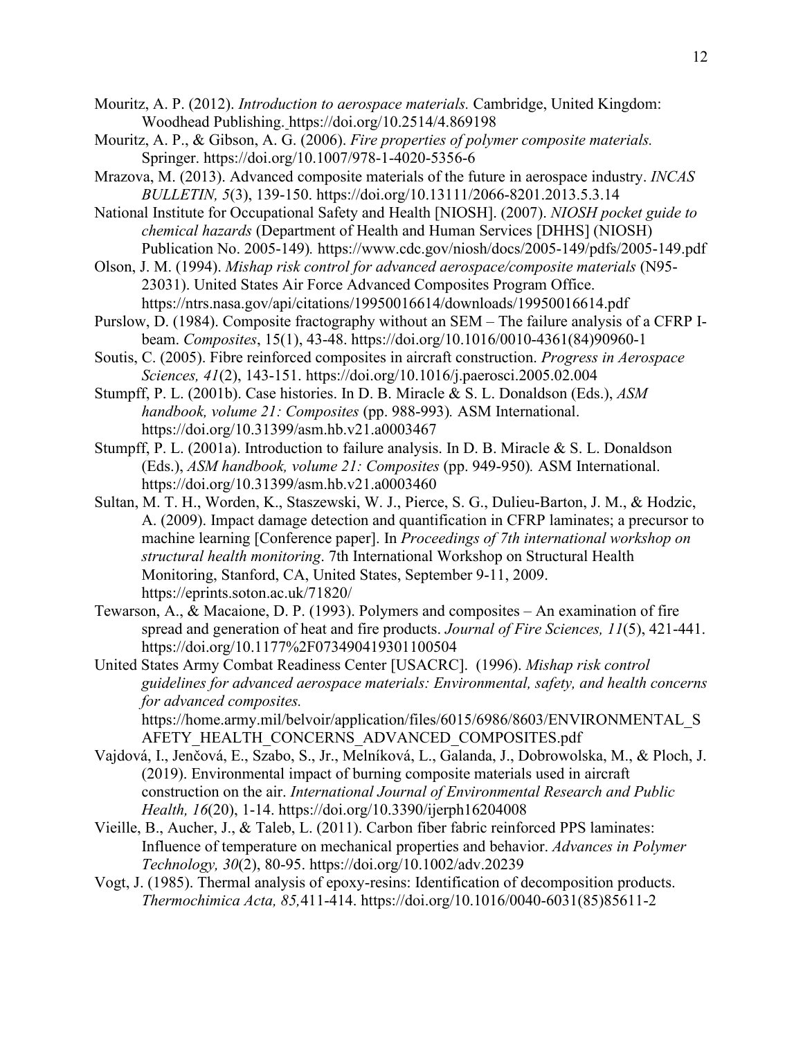Mouritz, A. P. (2012). *Introduction to aerospace materials.* Cambridge, United Kingdom: Woodhead Publishing. https://doi.org/10.2514/4.869198

Mouritz, A. P., & Gibson, A. G. (2006). *Fire properties of polymer composite materials.* Springer. https://doi.org/10.1007/978-1-4020-5356-6

Mrazova, M. (2013). Advanced composite materials of the future in aerospace industry. *INCAS BULLETIN, 5*(3), 139-150. https://doi.org/10.13111/2066-8201.2013.5.3.14

National Institute for Occupational Safety and Health [NIOSH]. (2007). *NIOSH pocket guide to chemical hazards* (Department of Health and Human Services [DHHS] (NIOSH) Publication No. 2005-149)*.* https://www.cdc.gov/niosh/docs/2005-149/pdfs/2005-149.pdf

Olson, J. M. (1994). *Mishap risk control for advanced aerospace/composite materials* (N95-23031). United States Air Force Advanced Composites Program Office. https://ntrs.nasa.gov/api/citations/19950016614/downloads/19950016614.pdf

Purslow, D. (1984). Composite fractography without an SEM – The failure analysis of a CFRP I-beam. *Composites*, 15(1), 43-48. https://doi.org/10.1016/0010-4361(84)90960-1

Soutis, C. (2005). Fibre reinforced composites in aircraft construction. *Progress in Aerospace Sciences, 41*(2), 143-151. https://doi.org/10.1016/j.paerosci.2005.02.004

Stumpff, P. L. (2001b). Case histories. In D. B. Miracle & S. L. Donaldson (Eds.), *ASM handbook, volume 21: Composites* (pp. 988-993)*.* ASM International. https://doi.org/10.31399/asm.hb.v21.a0003467

Stumpff, P. L. (2001a). Introduction to failure analysis. In D. B. Miracle & S. L. Donaldson (Eds.), *ASM handbook, volume 21: Composites* (pp. 949-950)*.* ASM International. https://doi.org/10.31399/asm.hb.v21.a0003460

Sultan, M. T. H., Worden, K., Staszewski, W. J., Pierce, S. G., Dulieu-Barton, J. M., & Hodzic, A. (2009). Impact damage detection and quantification in CFRP laminates; a precursor to machine learning [Conference paper]. In *Proceedings of 7th international workshop on structural health monitoring*. 7th International Workshop on Structural Health Monitoring, Stanford, CA, United States, September 9-11, 2009. https://eprints.soton.ac.uk/71820/

Tewarson, A., & Macaione, D. P. (1993). Polymers and composites – An examination of fire spread and generation of heat and fire products. *Journal of Fire Sciences, 11*(5), 421-441. https://doi.org/10.1177%2F073490419301100504

United States Army Combat Readiness Center [USACRC]. (1996). *Mishap risk control guidelines for advanced aerospace materials: Environmental, safety, and health concerns for advanced composites.* https://home.army.mil/belvoir/application/files/6015/6986/8603/ENVIRONMENTAL_SAFETY_HEALTH_CONCERNS_ADVANCED_COMPOSITES.pdf

Vajdová, I., Jenčová, E., Szabo, S., Jr., Melníková, L., Galanda, J., Dobrowolska, M., & Ploch, J. (2019). Environmental impact of burning composite materials used in aircraft construction on the air. *International Journal of Environmental Research and Public Health, 16*(20), 1-14. https://doi.org/10.3390/ijerph16204008

Vieille, B., Aucher, J., & Taleb, L. (2011). Carbon fiber fabric reinforced PPS laminates: Influence of temperature on mechanical properties and behavior. *Advances in Polymer Technology, 30*(2), 80-95. https://doi.org/10.1002/adv.20239

Vogt, J. (1985). Thermal analysis of epoxy-resins: Identification of decomposition products. *Thermochimica Acta, 85,*411-414. https://doi.org/10.1016/0040-6031(85)85611-2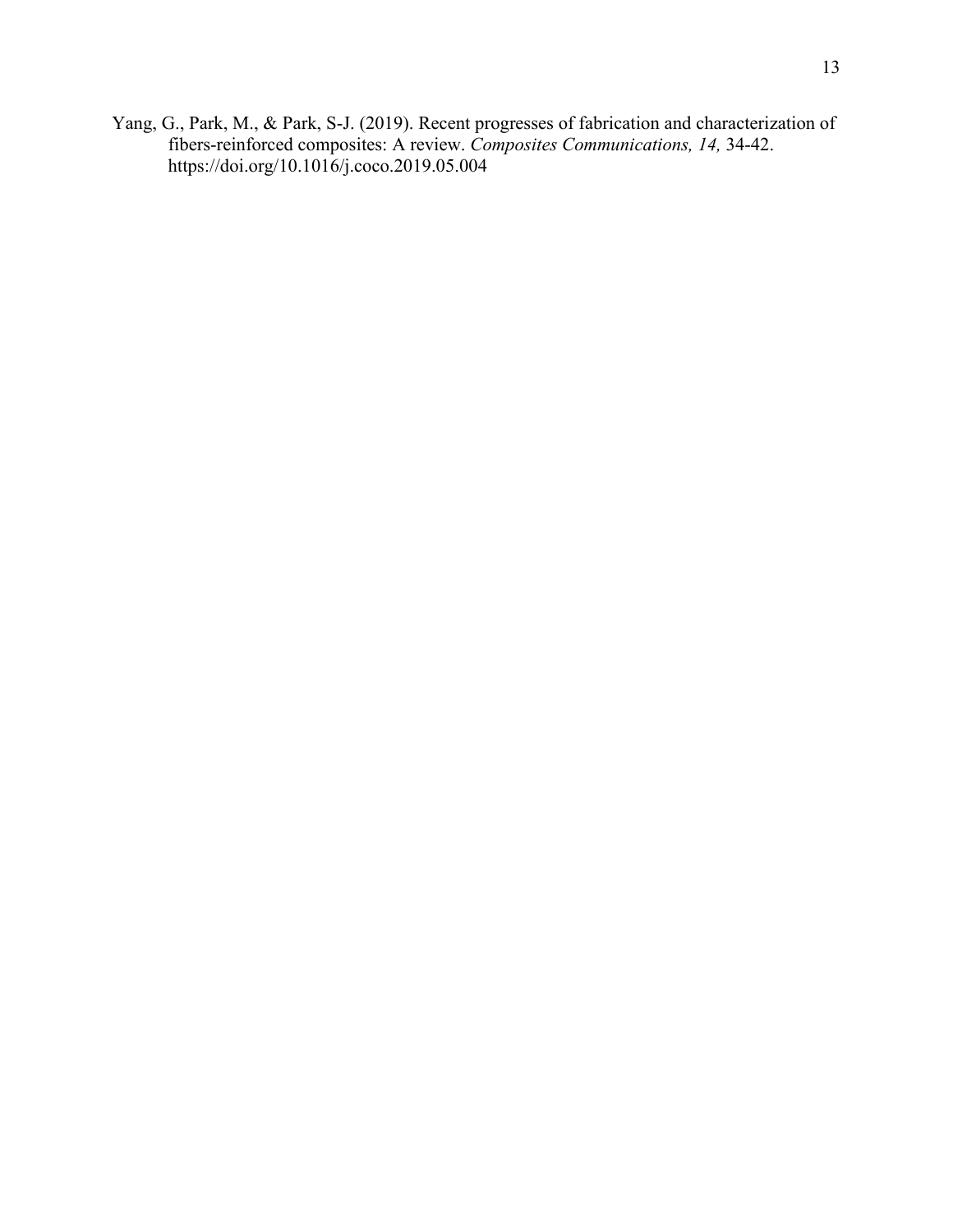Yang, G., Park, M., & Park, S-J. (2019). Recent progresses of fabrication and characterization of fibers-reinforced composites: A review. *Composites Communications, 14,* 34-42. https://doi.org/10.1016/j.coco.2019.05.004